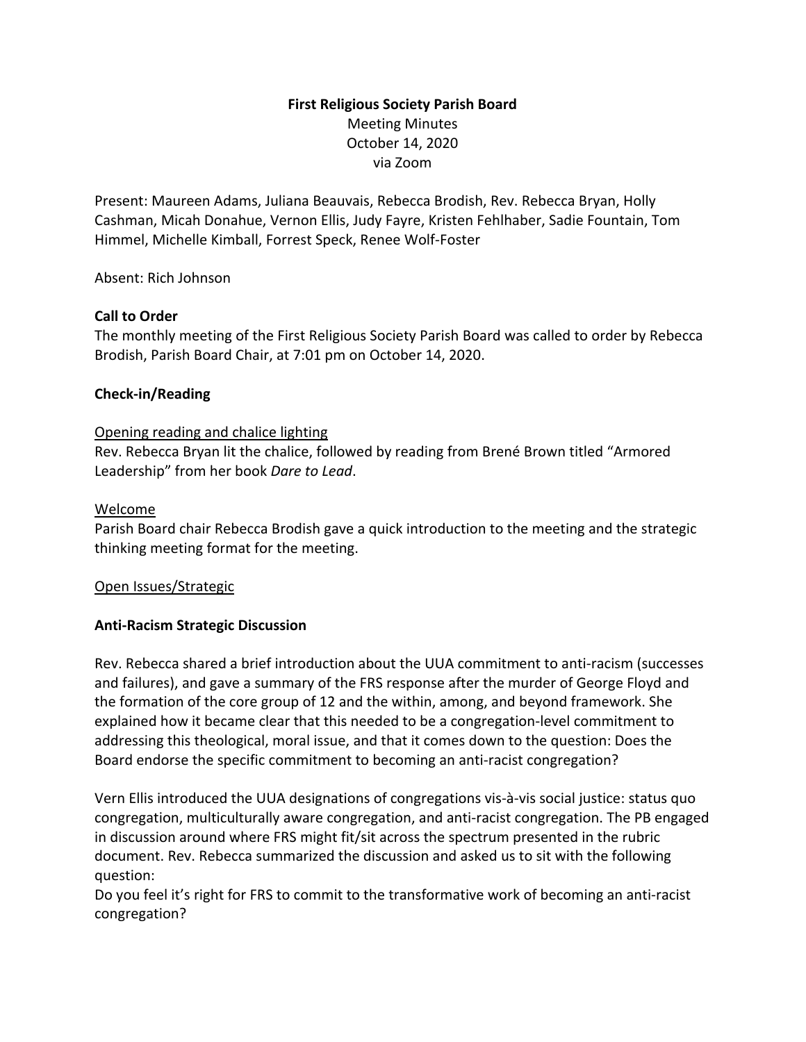**First Religious Society Parish Board**

Meeting Minutes
October 14, 2020
via Zoom

Present: Maureen Adams, Juliana Beauvais, Rebecca Brodish, Rev. Rebecca Bryan, Holly Cashman, Micah Donahue, Vernon Ellis, Judy Fayre, Kristen Fehlhaber, Sadie Fountain, Tom Himmel, Michelle Kimball, Forrest Speck, Renee Wolf-Foster

Absent: Rich Johnson

**Call to Order**

The monthly meeting of the First Religious Society Parish Board was called to order by Rebecca Brodish, Parish Board Chair, at 7:01 pm on October 14, 2020.

**Check-in/Reading**

<u>Opening reading and chalice lighting</u>

Rev. Rebecca Bryan lit the chalice, followed by reading from Brené Brown titled "Armored Leadership" from her book *Dare to Lead*.

<u>Welcome</u>

Parish Board chair Rebecca Brodish gave a quick introduction to the meeting and the strategic thinking meeting format for the meeting.

<u>Open Issues/Strategic</u>

**Anti-Racism Strategic Discussion**

Rev. Rebecca shared a brief introduction about the UUA commitment to anti-racism (successes and failures), and gave a summary of the FRS response after the murder of George Floyd and the formation of the core group of 12 and the within, among, and beyond framework. She explained how it became clear that this needed to be a congregation-level commitment to addressing this theological, moral issue, and that it comes down to the question: Does the Board endorse the specific commitment to becoming an anti-racist congregation?

Vern Ellis introduced the UUA designations of congregations vis-à-vis social justice: status quo congregation, multiculturally aware congregation, and anti-racist congregation. The PB engaged in discussion around where FRS might fit/sit across the spectrum presented in the rubric document. Rev. Rebecca summarized the discussion and asked us to sit with the following question:

Do you feel it's right for FRS to commit to the transformative work of becoming an anti-racist congregation?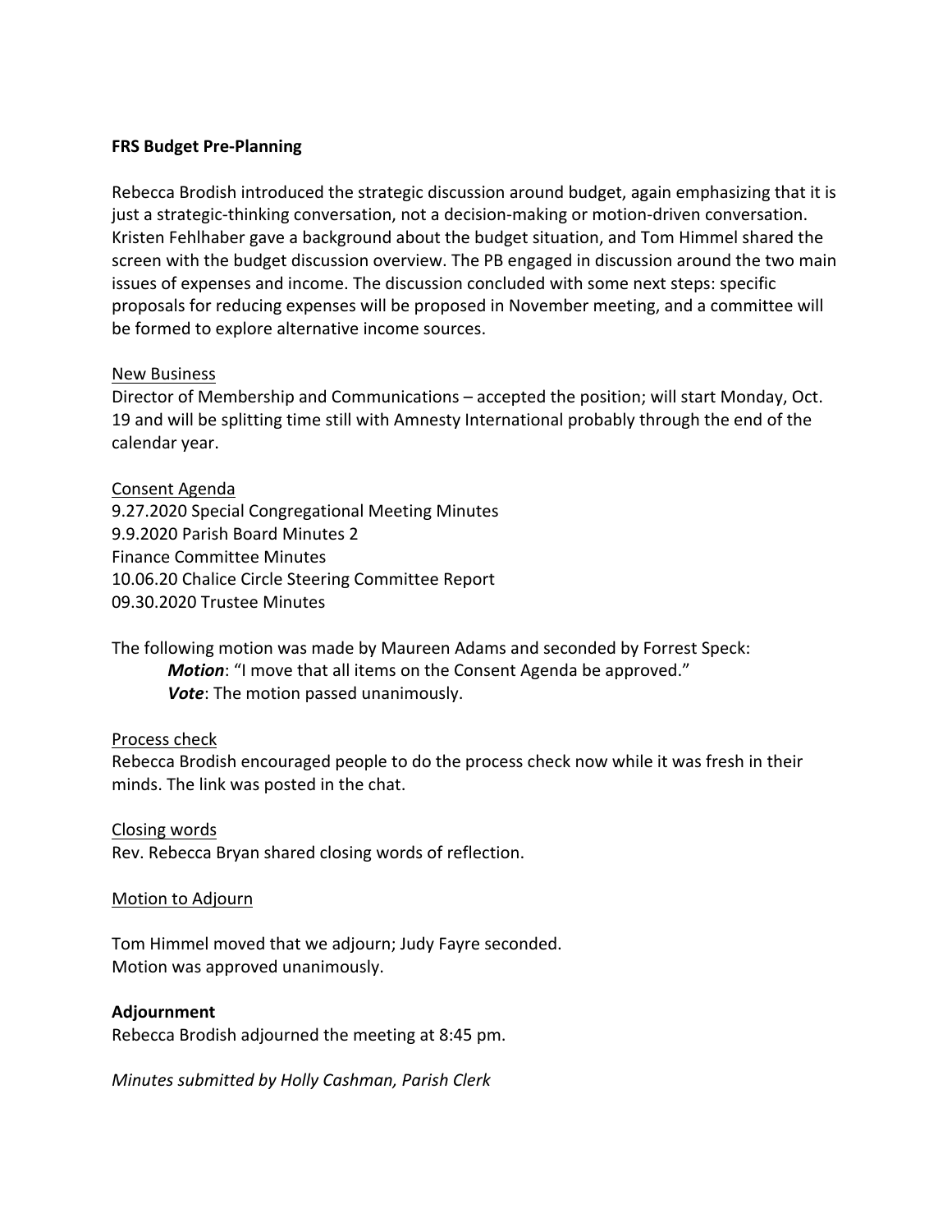**FRS Budget Pre-Planning**

Rebecca Brodish introduced the strategic discussion around budget, again emphasizing that it is just a strategic-thinking conversation, not a decision-making or motion-driven conversation. Kristen Fehlhaber gave a background about the budget situation, and Tom Himmel shared the screen with the budget discussion overview. The PB engaged in discussion around the two main issues of expenses and income. The discussion concluded with some next steps: specific proposals for reducing expenses will be proposed in November meeting, and a committee will be formed to explore alternative income sources.

<u>New Business</u>

Director of Membership and Communications – accepted the position; will start Monday, Oct. 19 and will be splitting time still with Amnesty International probably through the end of the calendar year.

<u>Consent Agenda</u>

9.27.2020 Special Congregational Meeting Minutes
9.9.2020 Parish Board Minutes 2
Finance Committee Minutes
10.06.20 Chalice Circle Steering Committee Report
09.30.2020 Trustee Minutes

The following motion was made by Maureen Adams and seconded by Forrest Speck:

> ***Motion***: "I move that all items on the Consent Agenda be approved."
> ***Vote***: The motion passed unanimously.

<u>Process check</u>

Rebecca Brodish encouraged people to do the process check now while it was fresh in their minds. The link was posted in the chat.

<u>Closing words</u>

Rev. Rebecca Bryan shared closing words of reflection.

<u>Motion to Adjourn</u>

Tom Himmel moved that we adjourn; Judy Fayre seconded.
Motion was approved unanimously.

**Adjournment**

Rebecca Brodish adjourned the meeting at 8:45 pm.

*Minutes submitted by Holly Cashman, Parish Clerk*